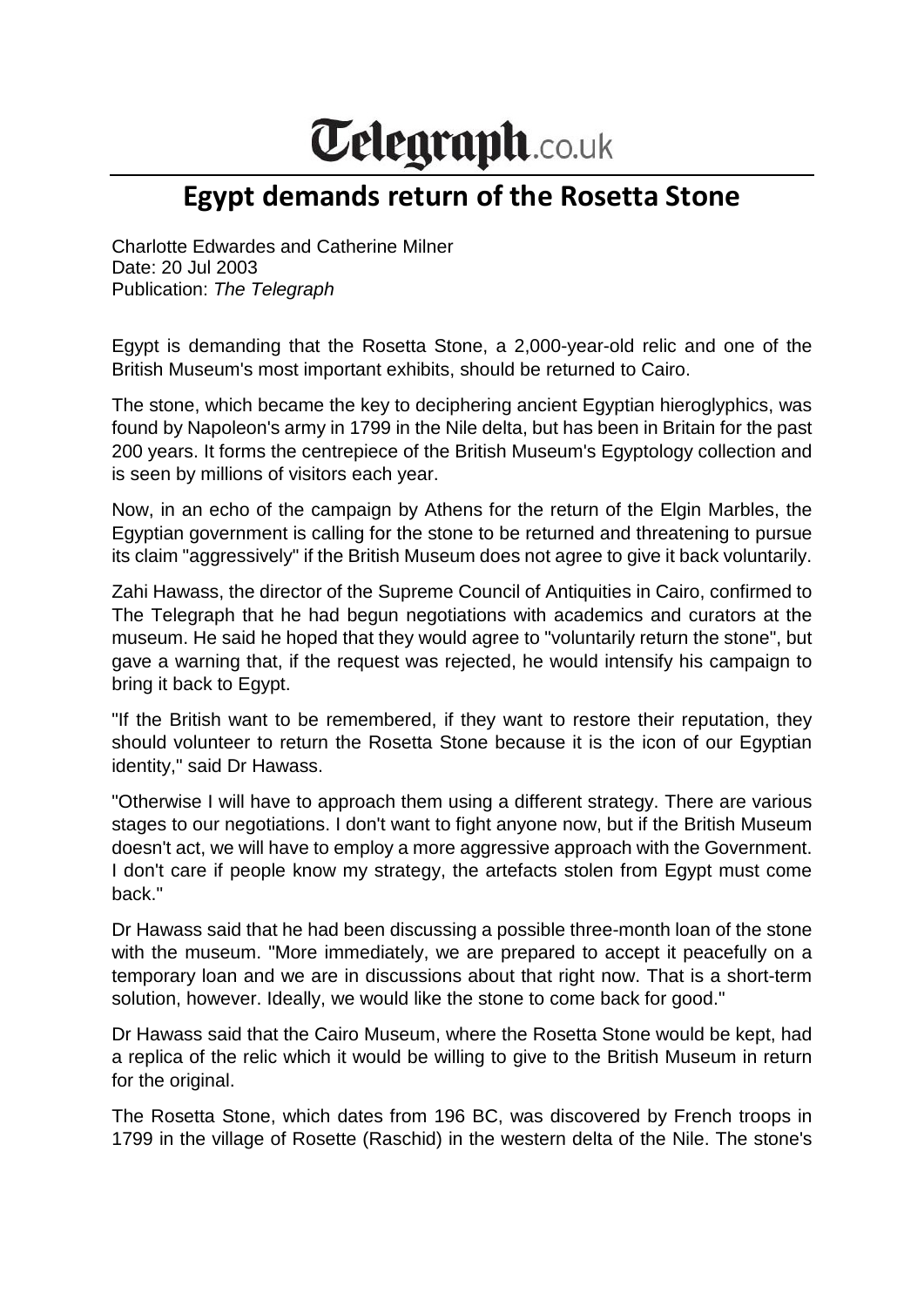# Telegraph.co.uk

## Egypt demands return of the Rosetta Stone

Charlotte Edwardes and Catherine Milner
Date: 20 Jul 2003
Publication: *The Telegraph*

Egypt is demanding that the Rosetta Stone, a 2,000-year-old relic and one of the British Museum's most important exhibits, should be returned to Cairo.

The stone, which became the key to deciphering ancient Egyptian hieroglyphics, was found by Napoleon's army in 1799 in the Nile delta, but has been in Britain for the past 200 years. It forms the centrepiece of the British Museum's Egyptology collection and is seen by millions of visitors each year.

Now, in an echo of the campaign by Athens for the return of the Elgin Marbles, the Egyptian government is calling for the stone to be returned and threatening to pursue its claim "aggressively" if the British Museum does not agree to give it back voluntarily.

Zahi Hawass, the director of the Supreme Council of Antiquities in Cairo, confirmed to The Telegraph that he had begun negotiations with academics and curators at the museum. He said he hoped that they would agree to "voluntarily return the stone", but gave a warning that, if the request was rejected, he would intensify his campaign to bring it back to Egypt.

"If the British want to be remembered, if they want to restore their reputation, they should volunteer to return the Rosetta Stone because it is the icon of our Egyptian identity," said Dr Hawass.

"Otherwise I will have to approach them using a different strategy. There are various stages to our negotiations. I don't want to fight anyone now, but if the British Museum doesn't act, we will have to employ a more aggressive approach with the Government. I don't care if people know my strategy, the artefacts stolen from Egypt must come back."

Dr Hawass said that he had been discussing a possible three-month loan of the stone with the museum. "More immediately, we are prepared to accept it peacefully on a temporary loan and we are in discussions about that right now. That is a short-term solution, however. Ideally, we would like the stone to come back for good."

Dr Hawass said that the Cairo Museum, where the Rosetta Stone would be kept, had a replica of the relic which it would be willing to give to the British Museum in return for the original.

The Rosetta Stone, which dates from 196 BC, was discovered by French troops in 1799 in the village of Rosette (Raschid) in the western delta of the Nile. The stone's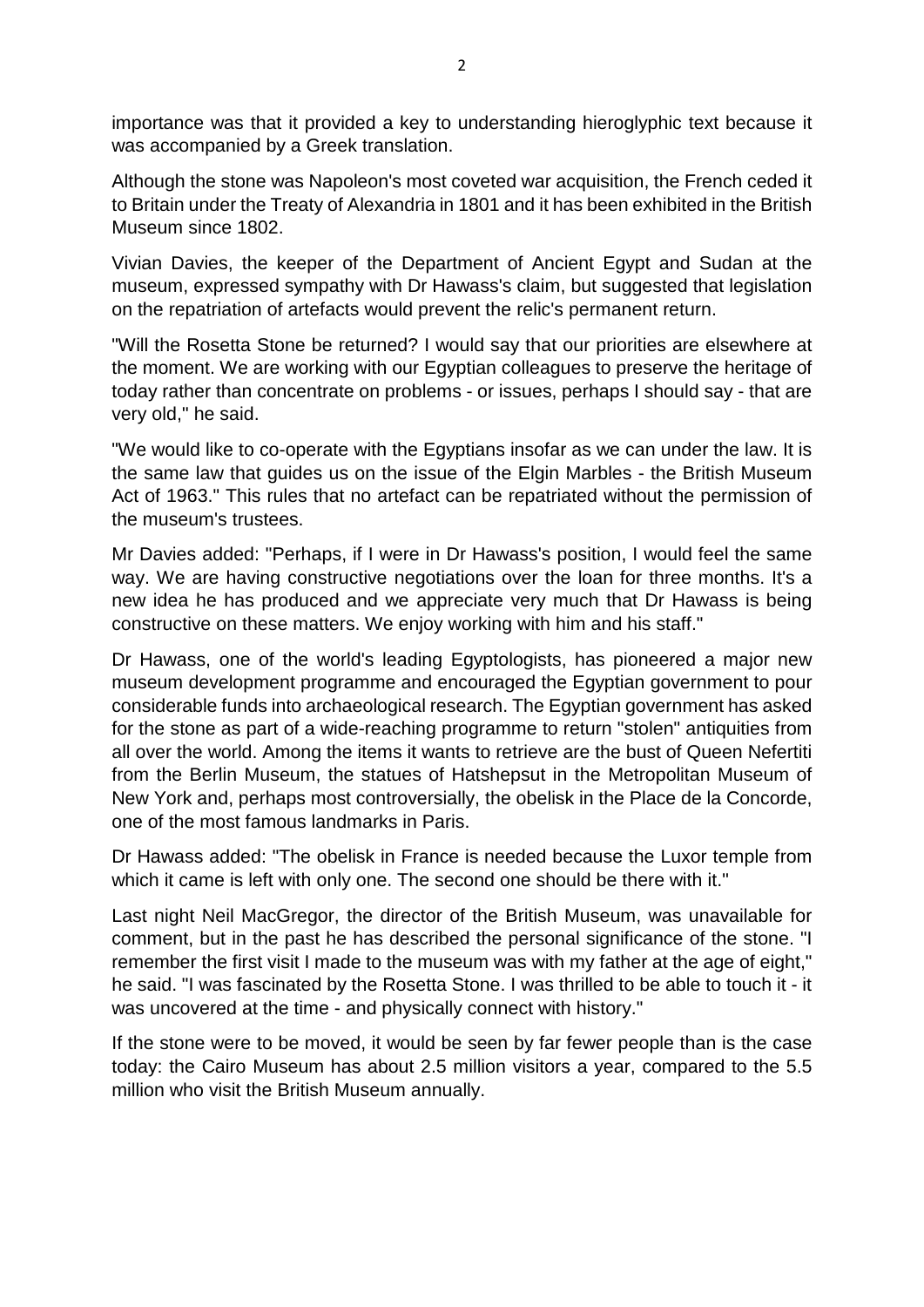importance was that it provided a key to understanding hieroglyphic text because it was accompanied by a Greek translation.

Although the stone was Napoleon's most coveted war acquisition, the French ceded it to Britain under the Treaty of Alexandria in 1801 and it has been exhibited in the British Museum since 1802.

Vivian Davies, the keeper of the Department of Ancient Egypt and Sudan at the museum, expressed sympathy with Dr Hawass's claim, but suggested that legislation on the repatriation of artefacts would prevent the relic's permanent return.

"Will the Rosetta Stone be returned? I would say that our priorities are elsewhere at the moment. We are working with our Egyptian colleagues to preserve the heritage of today rather than concentrate on problems - or issues, perhaps I should say - that are very old," he said.

"We would like to co-operate with the Egyptians insofar as we can under the law. It is the same law that guides us on the issue of the Elgin Marbles - the British Museum Act of 1963." This rules that no artefact can be repatriated without the permission of the museum's trustees.

Mr Davies added: "Perhaps, if I were in Dr Hawass's position, I would feel the same way. We are having constructive negotiations over the loan for three months. It's a new idea he has produced and we appreciate very much that Dr Hawass is being constructive on these matters. We enjoy working with him and his staff."

Dr Hawass, one of the world's leading Egyptologists, has pioneered a major new museum development programme and encouraged the Egyptian government to pour considerable funds into archaeological research. The Egyptian government has asked for the stone as part of a wide-reaching programme to return "stolen" antiquities from all over the world. Among the items it wants to retrieve are the bust of Queen Nefertiti from the Berlin Museum, the statues of Hatshepsut in the Metropolitan Museum of New York and, perhaps most controversially, the obelisk in the Place de la Concorde, one of the most famous landmarks in Paris.

Dr Hawass added: "The obelisk in France is needed because the Luxor temple from which it came is left with only one. The second one should be there with it."

Last night Neil MacGregor, the director of the British Museum, was unavailable for comment, but in the past he has described the personal significance of the stone. "I remember the first visit I made to the museum was with my father at the age of eight," he said. "I was fascinated by the Rosetta Stone. I was thrilled to be able to touch it - it was uncovered at the time - and physically connect with history."

If the stone were to be moved, it would be seen by far fewer people than is the case today: the Cairo Museum has about 2.5 million visitors a year, compared to the 5.5 million who visit the British Museum annually.